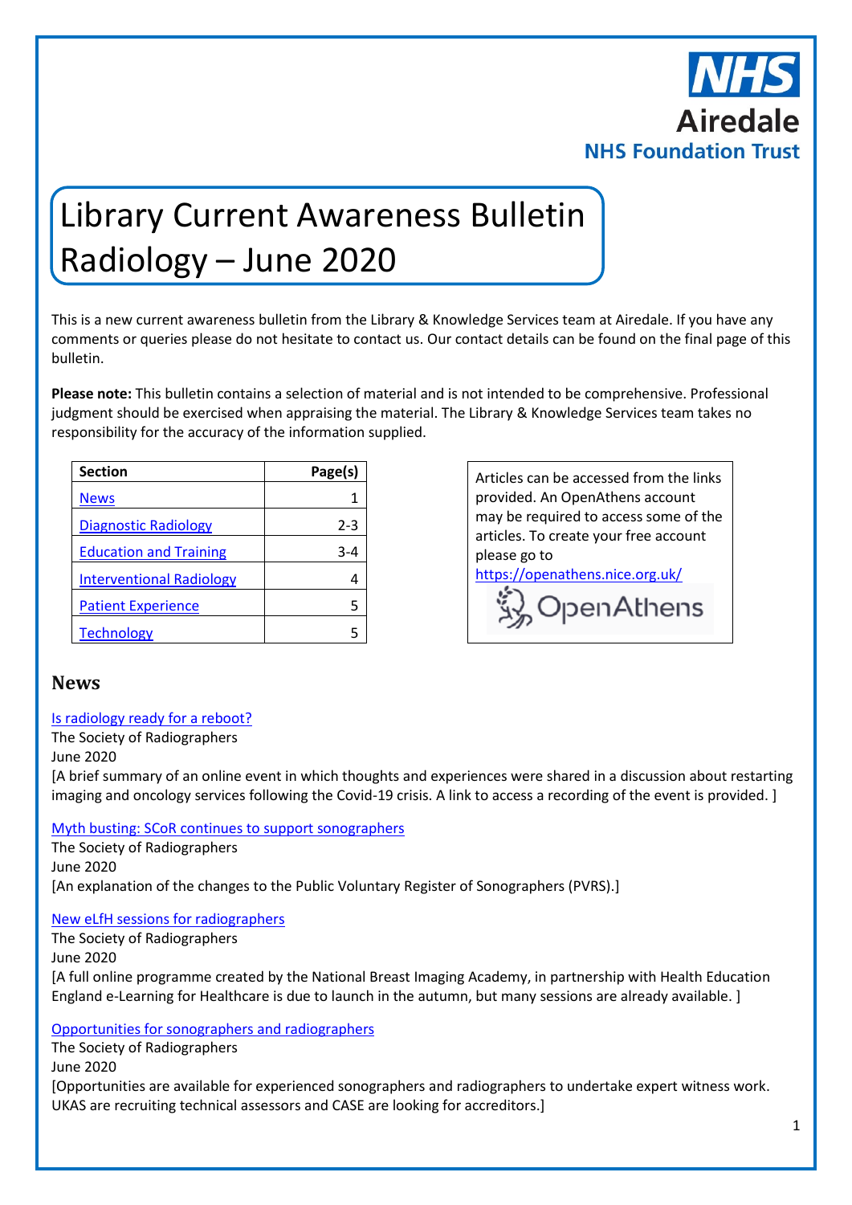NHS
Airedale
NHS Foundation Trust

# Library Current Awareness Bulletin Radiology – June 2020

This is a new current awareness bulletin from the Library & Knowledge Services team at Airedale. If you have any comments or queries please do not hesitate to contact us. Our contact details can be found on the final page of this bulletin.

**Please note:** This bulletin contains a selection of material and is not intended to be comprehensive. Professional judgment should be exercised when appraising the material. The Library & Knowledge Services team takes no responsibility for the accuracy of the information supplied.

| Section | Page(s) |
|---|---|
| News | 1 |
| Diagnostic Radiology | 2-3 |
| Education and Training | 3-4 |
| Interventional Radiology | 4 |
| Patient Experience | 5 |
| Technology | 5 |

Articles can be accessed from the links provided. An OpenAthens account may be required to access some of the articles. To create your free account please go to https://openathens.nice.org.uk/

OpenAthens

## News

Is radiology ready for a reboot?
The Society of Radiographers
June 2020
[A brief summary of an online event in which thoughts and experiences were shared in a discussion about restarting imaging and oncology services following the Covid-19 crisis. A link to access a recording of the event is provided. ]

Myth busting: SCoR continues to support sonographers
The Society of Radiographers
June 2020
[An explanation of the changes to the Public Voluntary Register of Sonographers (PVRS).]

New eLfH sessions for radiographers
The Society of Radiographers
June 2020
[A full online programme created by the National Breast Imaging Academy, in partnership with Health Education England e-Learning for Healthcare is due to launch in the autumn, but many sessions are already available. ]

Opportunities for sonographers and radiographers
The Society of Radiographers
June 2020
[Opportunities are available for experienced sonographers and radiographers to undertake expert witness work. UKAS are recruiting technical assessors and CASE are looking for accreditors.]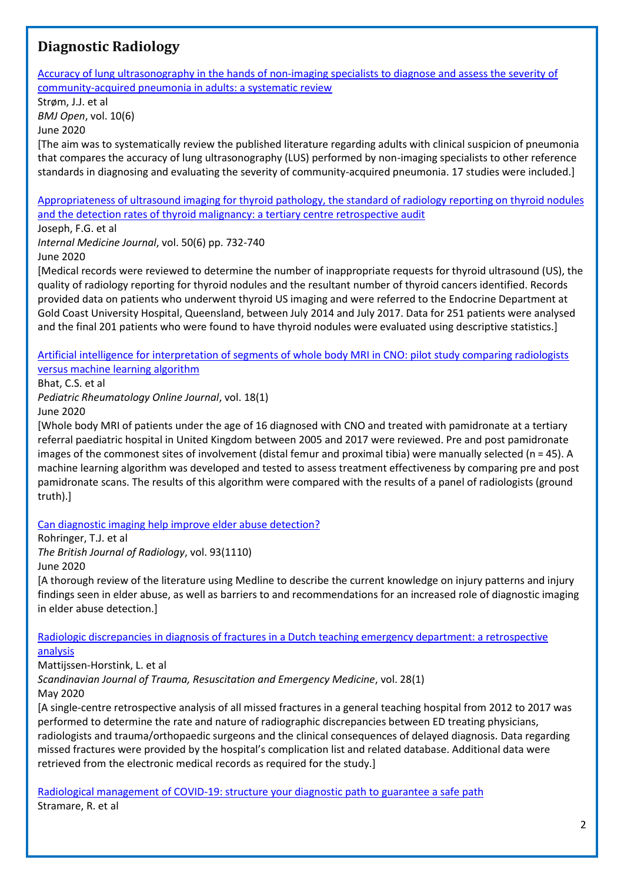## Diagnostic Radiology

[Accuracy of lung ultrasonography in the hands of non-imaging specialists to diagnose and assess the severity of community-acquired pneumonia in adults: a systematic review]

Strøm, J.J. et al

*BMJ Open*, vol. 10(6)

June 2020

[The aim was to systematically review the published literature regarding adults with clinical suspicion of pneumonia that compares the accuracy of lung ultrasonography (LUS) performed by non-imaging specialists to other reference standards in diagnosing and evaluating the severity of community-acquired pneumonia. 17 studies were included.]

[Appropriateness of ultrasound imaging for thyroid pathology, the standard of radiology reporting on thyroid nodules and the detection rates of thyroid malignancy: a tertiary centre retrospective audit]

Joseph, F.G. et al

*Internal Medicine Journal*, vol. 50(6) pp. 732-740

June 2020

[Medical records were reviewed to determine the number of inappropriate requests for thyroid ultrasound (US), the quality of radiology reporting for thyroid nodules and the resultant number of thyroid cancers identified. Records provided data on patients who underwent thyroid US imaging and were referred to the Endocrine Department at Gold Coast University Hospital, Queensland, between July 2014 and July 2017. Data for 251 patients were analysed and the final 201 patients who were found to have thyroid nodules were evaluated using descriptive statistics.]

[Artificial intelligence for interpretation of segments of whole body MRI in CNO: pilot study comparing radiologists versus machine learning algorithm]

Bhat, C.S. et al

*Pediatric Rheumatology Online Journal*, vol. 18(1)

June 2020

[Whole body MRI of patients under the age of 16 diagnosed with CNO and treated with pamidronate at a tertiary referral paediatric hospital in United Kingdom between 2005 and 2017 were reviewed. Pre and post pamidronate images of the commonest sites of involvement (distal femur and proximal tibia) were manually selected (n = 45). A machine learning algorithm was developed and tested to assess treatment effectiveness by comparing pre and post pamidronate scans. The results of this algorithm were compared with the results of a panel of radiologists (ground truth).]

[Can diagnostic imaging help improve elder abuse detection?]

Rohringer, T.J. et al

*The British Journal of Radiology*, vol. 93(1110)

June 2020

[A thorough review of the literature using Medline to describe the current knowledge on injury patterns and injury findings seen in elder abuse, as well as barriers to and recommendations for an increased role of diagnostic imaging in elder abuse detection.]

[Radiologic discrepancies in diagnosis of fractures in a Dutch teaching emergency department: a retrospective analysis]

Mattijssen-Horstink, L. et al

*Scandinavian Journal of Trauma, Resuscitation and Emergency Medicine*, vol. 28(1)

May 2020

[A single-centre retrospective analysis of all missed fractures in a general teaching hospital from 2012 to 2017 was performed to determine the rate and nature of radiographic discrepancies between ED treating physicians, radiologists and trauma/orthopaedic surgeons and the clinical consequences of delayed diagnosis. Data regarding missed fractures were provided by the hospital's complication list and related database. Additional data were retrieved from the electronic medical records as required for the study.]

[Radiological management of COVID-19: structure your diagnostic path to guarantee a safe path]

Stramare, R. et al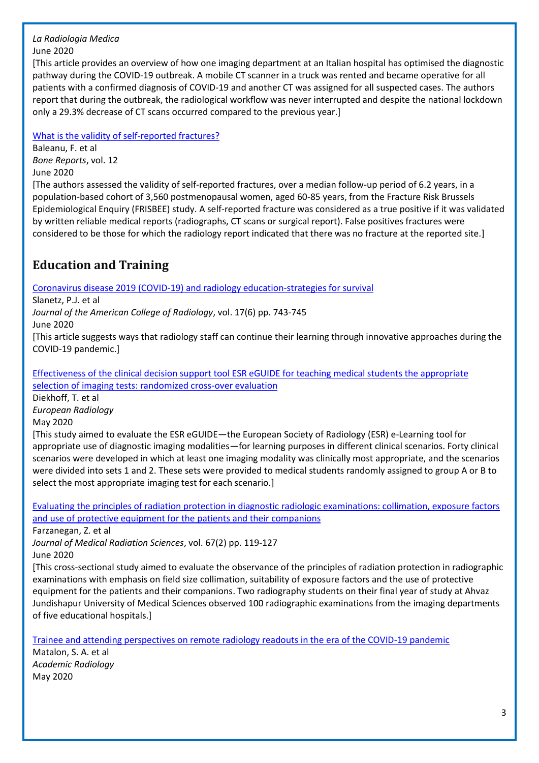*La Radiologia Medica*
June 2020
[This article provides an overview of how one imaging department at an Italian hospital has optimised the diagnostic pathway during the COVID-19 outbreak. A mobile CT scanner in a truck was rented and became operative for all patients with a confirmed diagnosis of COVID-19 and another CT was assigned for all suspected cases. The authors report that during the outbreak, the radiological workflow was never interrupted and despite the national lockdown only a 29.3% decrease of CT scans occurred compared to the previous year.]

What is the validity of self-reported fractures?
Baleanu, F. et al
*Bone Reports*, vol. 12
June 2020
[The authors assessed the validity of self-reported fractures, over a median follow-up period of 6.2 years, in a population-based cohort of 3,560 postmenopausal women, aged 60-85 years, from the Fracture Risk Brussels Epidemiological Enquiry (FRISBEE) study. A self-reported fracture was considered as a true positive if it was validated by written reliable medical reports (radiographs, CT scans or surgical report). False positives fractures were considered to be those for which the radiology report indicated that there was no fracture at the reported site.]

## Education and Training

Coronavirus disease 2019 (COVID-19) and radiology education-strategies for survival
Slanetz, P.J. et al
*Journal of the American College of Radiology*, vol. 17(6) pp. 743-745
June 2020
[This article suggests ways that radiology staff can continue their learning through innovative approaches during the COVID-19 pandemic.]

Effectiveness of the clinical decision support tool ESR eGUIDE for teaching medical students the appropriate selection of imaging tests: randomized cross-over evaluation
Diekhoff, T. et al
*European Radiology*
May 2020
[This study aimed to evaluate the ESR eGUIDE—the European Society of Radiology (ESR) e-Learning tool for appropriate use of diagnostic imaging modalities—for learning purposes in different clinical scenarios. Forty clinical scenarios were developed in which at least one imaging modality was clinically most appropriate, and the scenarios were divided into sets 1 and 2. These sets were provided to medical students randomly assigned to group A or B to select the most appropriate imaging test for each scenario.]

Evaluating the principles of radiation protection in diagnostic radiologic examinations: collimation, exposure factors and use of protective equipment for the patients and their companions
Farzanegan, Z. et al
*Journal of Medical Radiation Sciences*, vol. 67(2) pp. 119-127
June 2020
[This cross-sectional study aimed to evaluate the observance of the principles of radiation protection in radiographic examinations with emphasis on field size collimation, suitability of exposure factors and the use of protective equipment for the patients and their companions. Two radiography students on their final year of study at Ahvaz Jundishapur University of Medical Sciences observed 100 radiographic examinations from the imaging departments of five educational hospitals.]

Trainee and attending perspectives on remote radiology readouts in the era of the COVID-19 pandemic
Matalon, S. A. et al
*Academic Radiology*
May 2020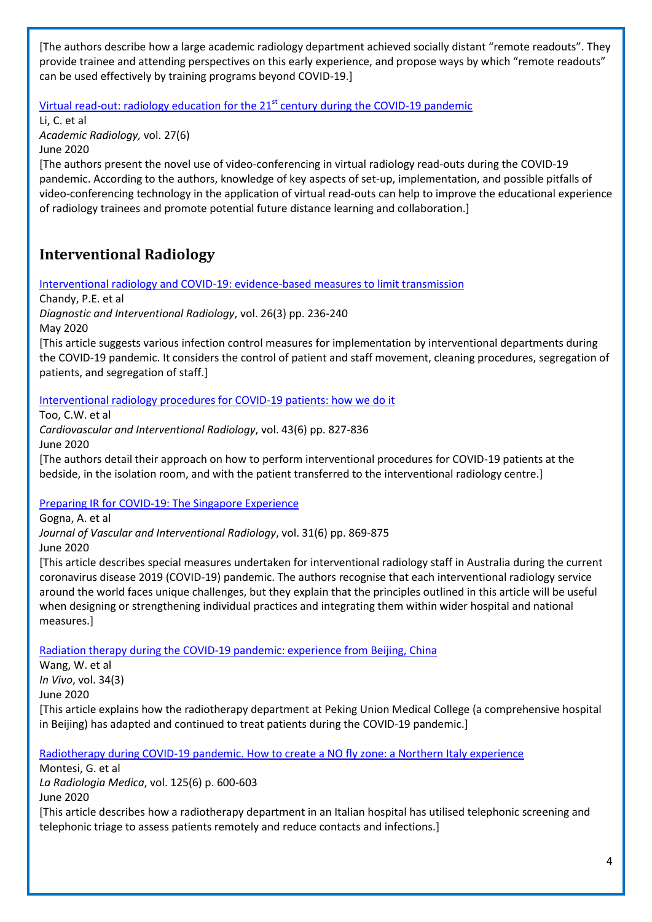[The authors describe how a large academic radiology department achieved socially distant "remote readouts". They provide trainee and attending perspectives on this early experience, and propose ways by which "remote readouts" can be used effectively by training programs beyond COVID-19.]

[Virtual read-out: radiology education for the 21st century during the COVID-19 pandemic]()
Li, C. et al
*Academic Radiology,* vol. 27(6)
June 2020
[The authors present the novel use of video-conferencing in virtual radiology read-outs during the COVID-19 pandemic. According to the authors, knowledge of key aspects of set-up, implementation, and possible pitfalls of video-conferencing technology in the application of virtual read-outs can help to improve the educational experience of radiology trainees and promote potential future distance learning and collaboration.]

## Interventional Radiology

[Interventional radiology and COVID-19: evidence-based measures to limit transmission]()
Chandy, P.E. et al
*Diagnostic and Interventional Radiology*, vol. 26(3) pp. 236-240
May 2020
[This article suggests various infection control measures for implementation by interventional departments during the COVID-19 pandemic. It considers the control of patient and staff movement, cleaning procedures, segregation of patients, and segregation of staff.]

[Interventional radiology procedures for COVID-19 patients: how we do it]()
Too, C.W. et al
*Cardiovascular and Interventional Radiology*, vol. 43(6) pp. 827-836
June 2020
[The authors detail their approach on how to perform interventional procedures for COVID-19 patients at the bedside, in the isolation room, and with the patient transferred to the interventional radiology centre.]

[Preparing IR for COVID-19: The Singapore Experience]()
Gogna, A. et al
*Journal of Vascular and Interventional Radiology*, vol. 31(6) pp. 869-875
June 2020
[This article describes special measures undertaken for interventional radiology staff in Australia during the current coronavirus disease 2019 (COVID-19) pandemic. The authors recognise that each interventional radiology service around the world faces unique challenges, but they explain that the principles outlined in this article will be useful when designing or strengthening individual practices and integrating them within wider hospital and national measures.]

[Radiation therapy during the COVID-19 pandemic: experience from Beijing, China]()
Wang, W. et al
*In Vivo*, vol. 34(3)
June 2020
[This article explains how the radiotherapy department at Peking Union Medical College (a comprehensive hospital in Beijing) has adapted and continued to treat patients during the COVID-19 pandemic.]

[Radiotherapy during COVID-19 pandemic. How to create a NO fly zone: a Northern Italy experience]()
Montesi, G. et al
*La Radiologia Medica*, vol. 125(6) p. 600-603
June 2020
[This article describes how a radiotherapy department in an Italian hospital has utilised telephonic screening and telephonic triage to assess patients remotely and reduce contacts and infections.]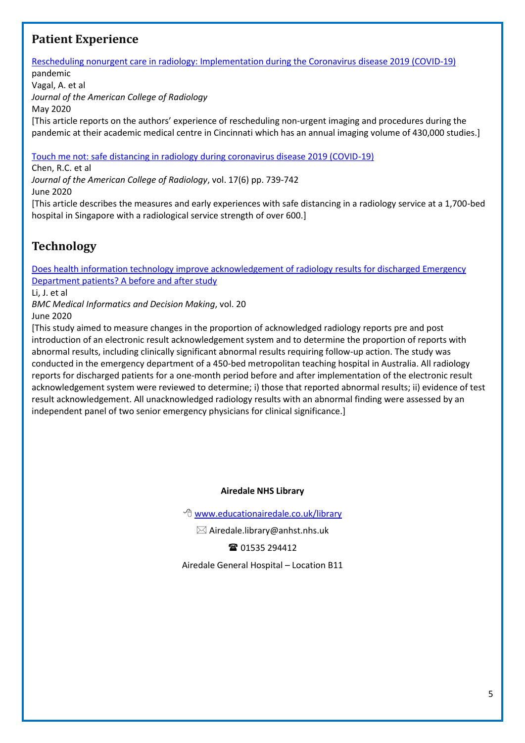## Patient Experience

Rescheduling nonurgent care in radiology: Implementation during the Coronavirus disease 2019 (COVID-19) pandemic
Vagal, A. et al
*Journal of the American College of Radiology*
May 2020
[This article reports on the authors' experience of rescheduling non-urgent imaging and procedures during the pandemic at their academic medical centre in Cincinnati which has an annual imaging volume of 430,000 studies.]

Touch me not: safe distancing in radiology during coronavirus disease 2019 (COVID-19)
Chen, R.C. et al
*Journal of the American College of Radiology*, vol. 17(6) pp. 739-742
June 2020
[This article describes the measures and early experiences with safe distancing in a radiology service at a 1,700-bed hospital in Singapore with a radiological service strength of over 600.]

## Technology

Does health information technology improve acknowledgement of radiology results for discharged Emergency Department patients? A before and after study
Li, J. et al
*BMC Medical Informatics and Decision Making*, vol. 20
June 2020
[This study aimed to measure changes in the proportion of acknowledged radiology reports pre and post introduction of an electronic result acknowledgement system and to determine the proportion of reports with abnormal results, including clinically significant abnormal results requiring follow-up action. The study was conducted in the emergency department of a 450-bed metropolitan teaching hospital in Australia. All radiology reports for discharged patients for a one-month period before and after implementation of the electronic result acknowledgement system were reviewed to determine; i) those that reported abnormal results; ii) evidence of test result acknowledgement. All unacknowledged radiology results with an abnormal finding were assessed by an independent panel of two senior emergency physicians for clinical significance.]

**Airedale NHS Library**

www.educationairedale.co.uk/library

Airedale.library@anhst.nhs.uk

01535 294412

Airedale General Hospital – Location B11